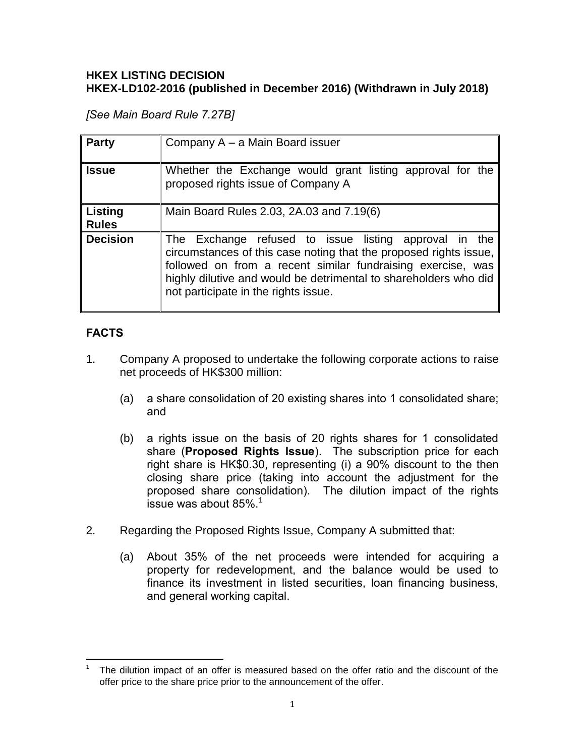**HKEX LISTING DECISION**
**HKEX-LD102-2016 (published in December 2016) (Withdrawn in July 2018)**

*[See Main Board Rule 7.27B]*

| **Party** | Company A – a Main Board issuer |
|---|---|
| **Issue** | Whether the Exchange would grant listing approval for the proposed rights issue of Company A |
| **Listing Rules** | Main Board Rules 2.03, 2A.03 and 7.19(6) |
| **Decision** | The Exchange refused to issue listing approval in the circumstances of this case noting that the proposed rights issue, followed on from a recent similar fundraising exercise, was highly dilutive and would be detrimental to shareholders who did not participate in the rights issue. |

## FACTS

1. Company A proposed to undertake the following corporate actions to raise net proceeds of HK$300 million:

   (a) a share consolidation of 20 existing shares into 1 consolidated share; and

   (b) a rights issue on the basis of 20 rights shares for 1 consolidated share (**Proposed Rights Issue**). The subscription price for each right share is HK$0.30, representing (i) a 90% discount to the then closing share price (taking into account the adjustment for the proposed share consolidation). The dilution impact of the rights issue was about 85%.[1]

2. Regarding the Proposed Rights Issue, Company A submitted that:

   (a) About 35% of the net proceeds were intended for acquiring a property for redevelopment, and the balance would be used to finance its investment in listed securities, loan financing business, and general working capital.

[1] The dilution impact of an offer is measured based on the offer ratio and the discount of the offer price to the share price prior to the announcement of the offer.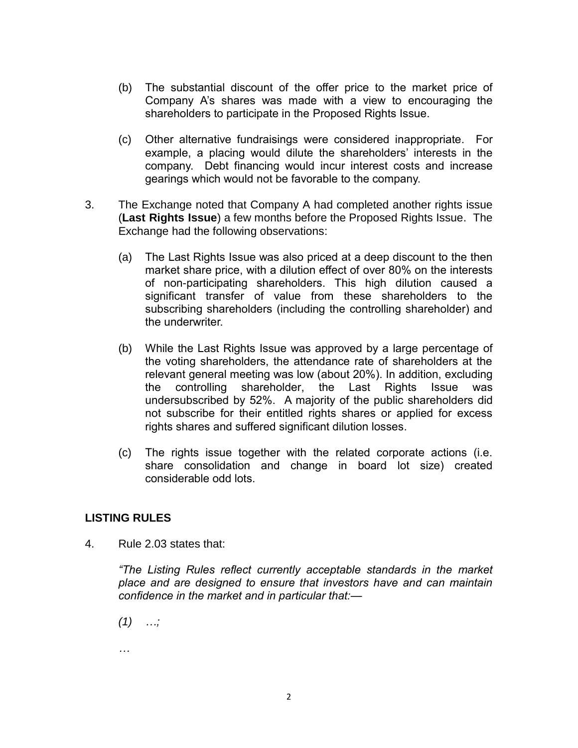(b) The substantial discount of the offer price to the market price of Company A's shares was made with a view to encouraging the shareholders to participate in the Proposed Rights Issue.

(c) Other alternative fundraisings were considered inappropriate. For example, a placing would dilute the shareholders' interests in the company. Debt financing would incur interest costs and increase gearings which would not be favorable to the company.

3. The Exchange noted that Company A had completed another rights issue (**Last Rights Issue**) a few months before the Proposed Rights Issue. The Exchange had the following observations:

(a) The Last Rights Issue was also priced at a deep discount to the then market share price, with a dilution effect of over 80% on the interests of non-participating shareholders. This high dilution caused a significant transfer of value from these shareholders to the subscribing shareholders (including the controlling shareholder) and the underwriter.

(b) While the Last Rights Issue was approved by a large percentage of the voting shareholders, the attendance rate of shareholders at the relevant general meeting was low (about 20%). In addition, excluding the controlling shareholder, the Last Rights Issue was undersubscribed by 52%. A majority of the public shareholders did not subscribe for their entitled rights shares or applied for excess rights shares and suffered significant dilution losses.

(c) The rights issue together with the related corporate actions (i.e. share consolidation and change in board lot size) created considerable odd lots.

## LISTING RULES

4. Rule 2.03 states that:

*"The Listing Rules reflect currently acceptable standards in the market place and are designed to ensure that investors have and can maintain confidence in the market and in particular that:—*

*(1) …;*

*…*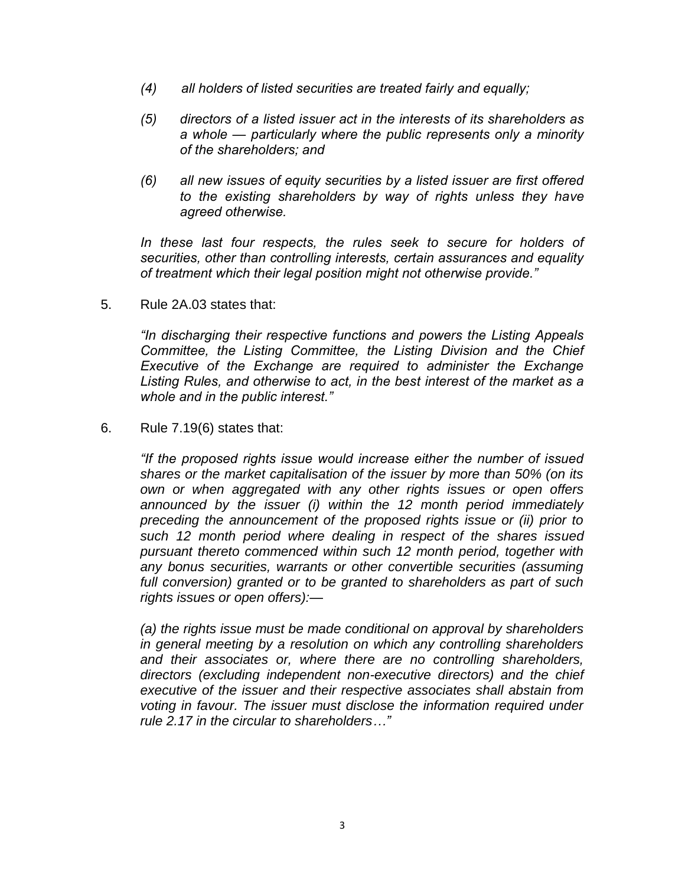*(4) all holders of listed securities are treated fairly and equally;*

*(5) directors of a listed issuer act in the interests of its shareholders as a whole — particularly where the public represents only a minority of the shareholders; and*

*(6) all new issues of equity securities by a listed issuer are first offered to the existing shareholders by way of rights unless they have agreed otherwise.*

*In these last four respects, the rules seek to secure for holders of securities, other than controlling interests, certain assurances and equality of treatment which their legal position might not otherwise provide."*

5. Rule 2A.03 states that:

*"In discharging their respective functions and powers the Listing Appeals Committee, the Listing Committee, the Listing Division and the Chief Executive of the Exchange are required to administer the Exchange Listing Rules, and otherwise to act, in the best interest of the market as a whole and in the public interest."*

6. Rule 7.19(6) states that:

*"If the proposed rights issue would increase either the number of issued shares or the market capitalisation of the issuer by more than 50% (on its own or when aggregated with any other rights issues or open offers announced by the issuer (i) within the 12 month period immediately preceding the announcement of the proposed rights issue or (ii) prior to such 12 month period where dealing in respect of the shares issued pursuant thereto commenced within such 12 month period, together with any bonus securities, warrants or other convertible securities (assuming full conversion) granted or to be granted to shareholders as part of such rights issues or open offers):—*

*(a) the rights issue must be made conditional on approval by shareholders in general meeting by a resolution on which any controlling shareholders and their associates or, where there are no controlling shareholders, directors (excluding independent non-executive directors) and the chief executive of the issuer and their respective associates shall abstain from voting in favour. The issuer must disclose the information required under rule 2.17 in the circular to shareholders…"*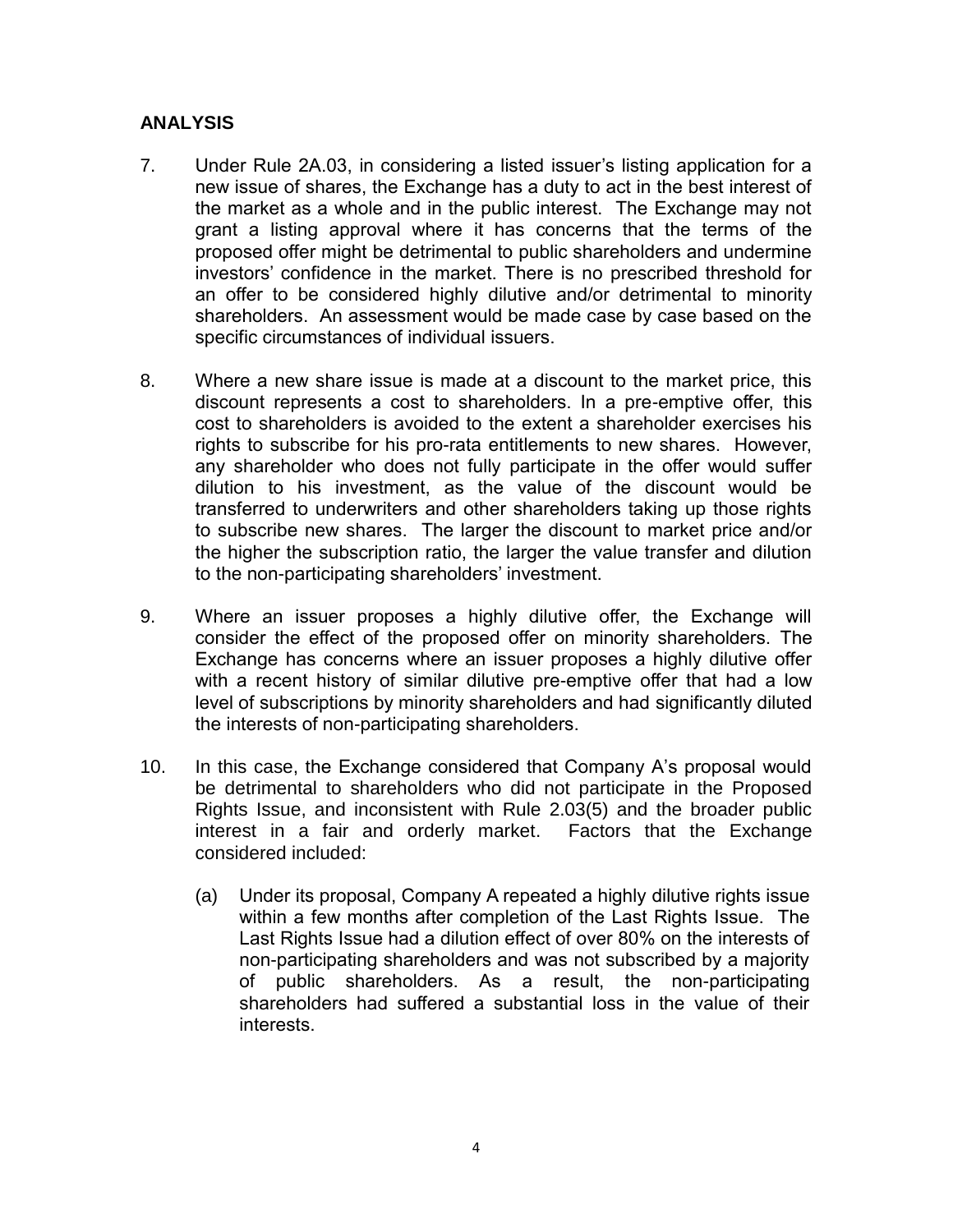## ANALYSIS

7. Under Rule 2A.03, in considering a listed issuer's listing application for a new issue of shares, the Exchange has a duty to act in the best interest of the market as a whole and in the public interest. The Exchange may not grant a listing approval where it has concerns that the terms of the proposed offer might be detrimental to public shareholders and undermine investors' confidence in the market. There is no prescribed threshold for an offer to be considered highly dilutive and/or detrimental to minority shareholders. An assessment would be made case by case based on the specific circumstances of individual issuers.

8. Where a new share issue is made at a discount to the market price, this discount represents a cost to shareholders. In a pre-emptive offer, this cost to shareholders is avoided to the extent a shareholder exercises his rights to subscribe for his pro-rata entitlements to new shares. However, any shareholder who does not fully participate in the offer would suffer dilution to his investment, as the value of the discount would be transferred to underwriters and other shareholders taking up those rights to subscribe new shares. The larger the discount to market price and/or the higher the subscription ratio, the larger the value transfer and dilution to the non-participating shareholders' investment.

9. Where an issuer proposes a highly dilutive offer, the Exchange will consider the effect of the proposed offer on minority shareholders. The Exchange has concerns where an issuer proposes a highly dilutive offer with a recent history of similar dilutive pre-emptive offer that had a low level of subscriptions by minority shareholders and had significantly diluted the interests of non-participating shareholders.

10. In this case, the Exchange considered that Company A's proposal would be detrimental to shareholders who did not participate in the Proposed Rights Issue, and inconsistent with Rule 2.03(5) and the broader public interest in a fair and orderly market. Factors that the Exchange considered included:

    (a) Under its proposal, Company A repeated a highly dilutive rights issue within a few months after completion of the Last Rights Issue. The Last Rights Issue had a dilution effect of over 80% on the interests of non-participating shareholders and was not subscribed by a majority of public shareholders. As a result, the non-participating shareholders had suffered a substantial loss in the value of their interests.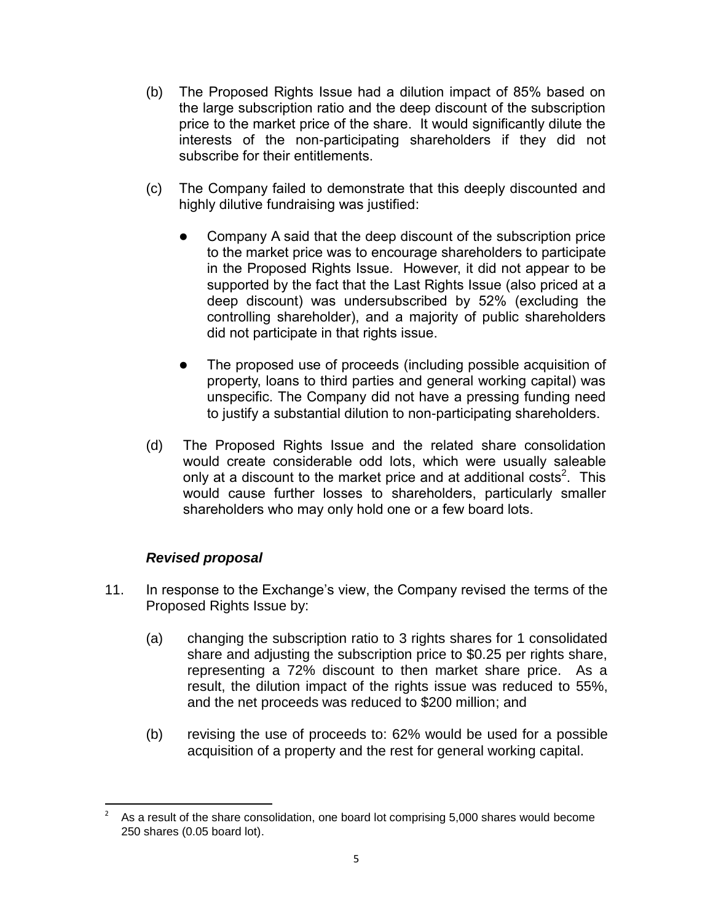(b) The Proposed Rights Issue had a dilution impact of 85% based on the large subscription ratio and the deep discount of the subscription price to the market price of the share. It would significantly dilute the interests of the non-participating shareholders if they did not subscribe for their entitlements.

(c) The Company failed to demonstrate that this deeply discounted and highly dilutive fundraising was justified:

- Company A said that the deep discount of the subscription price to the market price was to encourage shareholders to participate in the Proposed Rights Issue. However, it did not appear to be supported by the fact that the Last Rights Issue (also priced at a deep discount) was undersubscribed by 52% (excluding the controlling shareholder), and a majority of public shareholders did not participate in that rights issue.

- The proposed use of proceeds (including possible acquisition of property, loans to third parties and general working capital) was unspecific. The Company did not have a pressing funding need to justify a substantial dilution to non-participating shareholders.

(d) The Proposed Rights Issue and the related share consolidation would create considerable odd lots, which were usually saleable only at a discount to the market price and at additional costs[2]. This would cause further losses to shareholders, particularly smaller shareholders who may only hold one or a few board lots.

***Revised proposal***

11. In response to the Exchange's view, the Company revised the terms of the Proposed Rights Issue by:

    (a) changing the subscription ratio to 3 rights shares for 1 consolidated share and adjusting the subscription price to \$0.25 per rights share, representing a 72% discount to then market share price. As a result, the dilution impact of the rights issue was reduced to 55%, and the net proceeds was reduced to \$200 million; and

    (b) revising the use of proceeds to: 62% would be used for a possible acquisition of a property and the rest for general working capital.

---

[2] As a result of the share consolidation, one board lot comprising 5,000 shares would become 250 shares (0.05 board lot).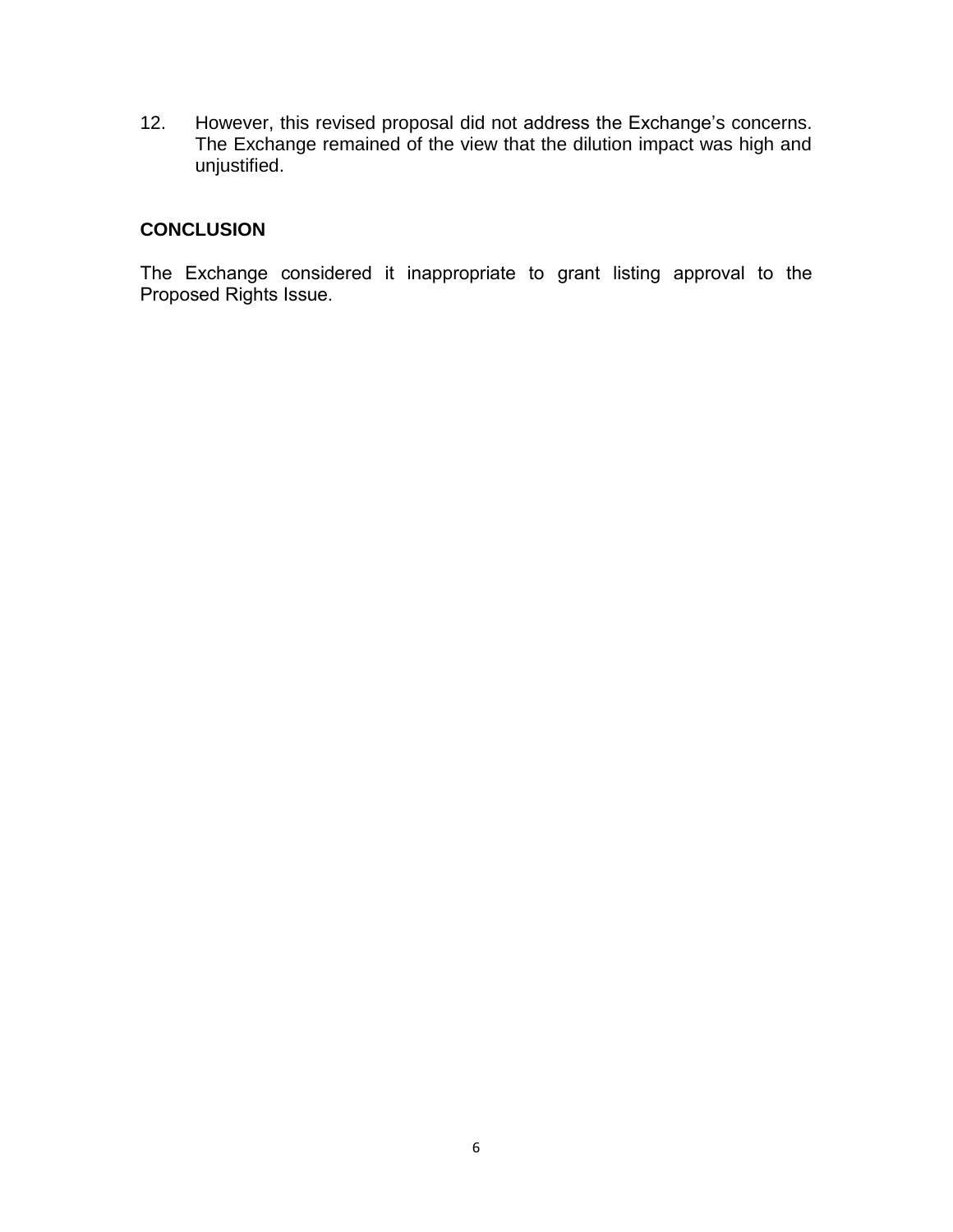12. However, this revised proposal did not address the Exchange's concerns. The Exchange remained of the view that the dilution impact was high and unjustified.

## CONCLUSION

The Exchange considered it inappropriate to grant listing approval to the Proposed Rights Issue.